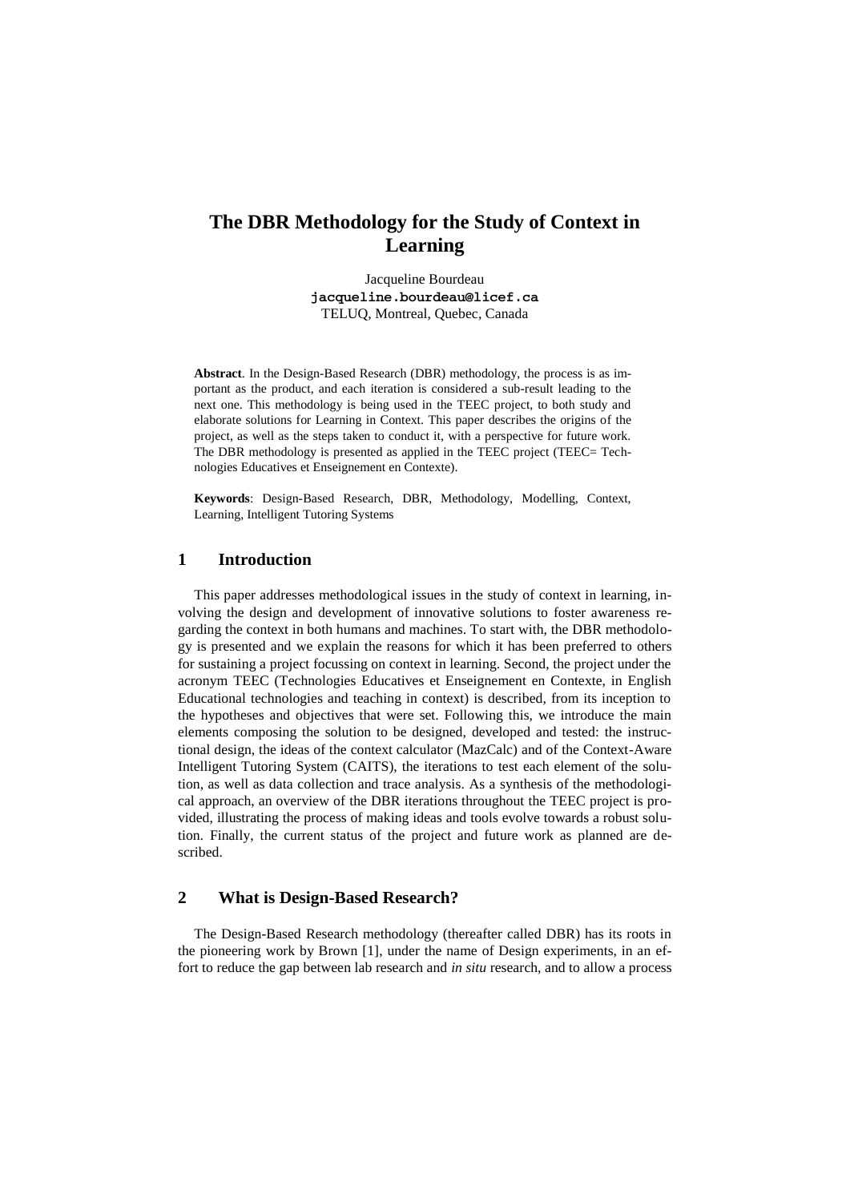# The DBR Methodology for the Study of Context in Learning

Jacqueline Bourdeau
**jacqueline.bourdeau@licef.ca**
TELUQ, Montreal, Quebec, Canada

**Abstract**. In the Design-Based Research (DBR) methodology, the process is as important as the product, and each iteration is considered a sub-result leading to the next one. This methodology is being used in the TEEC project, to both study and elaborate solutions for Learning in Context. This paper describes the origins of the project, as well as the steps taken to conduct it, with a perspective for future work. The DBR methodology is presented as applied in the TEEC project (TEEC= Technologies Educatives et Enseignement en Contexte).

**Keywords**: Design-Based Research, DBR, Methodology, Modelling, Context, Learning, Intelligent Tutoring Systems

## 1 Introduction

This paper addresses methodological issues in the study of context in learning, involving the design and development of innovative solutions to foster awareness regarding the context in both humans and machines. To start with, the DBR methodology is presented and we explain the reasons for which it has been preferred to others for sustaining a project focussing on context in learning. Second, the project under the acronym TEEC (Technologies Educatives et Enseignement en Contexte, in English Educational technologies and teaching in context) is described, from its inception to the hypotheses and objectives that were set. Following this, we introduce the main elements composing the solution to be designed, developed and tested: the instructional design, the ideas of the context calculator (MazCalc) and of the Context-Aware Intelligent Tutoring System (CAITS), the iterations to test each element of the solution, as well as data collection and trace analysis. As a synthesis of the methodological approach, an overview of the DBR iterations throughout the TEEC project is provided, illustrating the process of making ideas and tools evolve towards a robust solution. Finally, the current status of the project and future work as planned are described.

## 2 What is Design-Based Research?

The Design-Based Research methodology (thereafter called DBR) has its roots in the pioneering work by Brown [1], under the name of Design experiments, in an effort to reduce the gap between lab research and *in situ* research, and to allow a process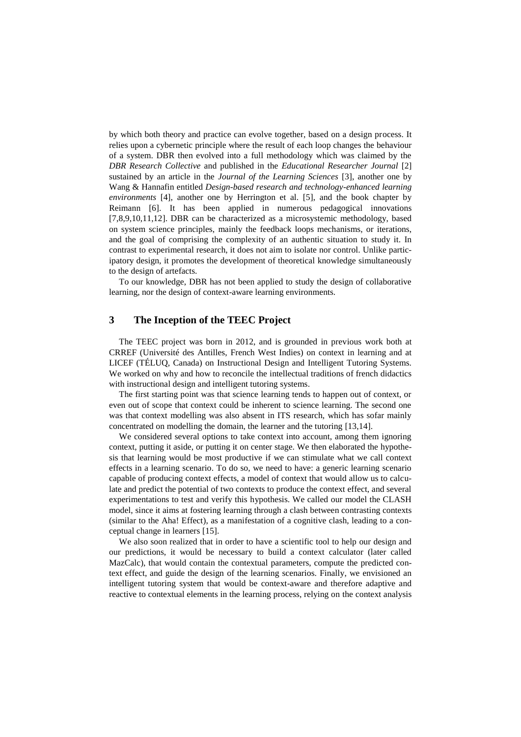by which both theory and practice can evolve together, based on a design process. It relies upon a cybernetic principle where the result of each loop changes the behaviour of a system. DBR then evolved into a full methodology which was claimed by the *DBR Research Collective* and published in the *Educational Researcher Journal* [2] sustained by an article in the *Journal of the Learning Sciences* [3], another one by Wang & Hannafin entitled *Design-based research and technology-enhanced learning environments* [4], another one by Herrington et al. [5], and the book chapter by Reimann [6]. It has been applied in numerous pedagogical innovations [7,8,9,10,11,12]. DBR can be characterized as a microsystemic methodology, based on system science principles, mainly the feedback loops mechanisms, or iterations, and the goal of comprising the complexity of an authentic situation to study it. In contrast to experimental research, it does not aim to isolate nor control. Unlike participatory design, it promotes the development of theoretical knowledge simultaneously to the design of artefacts.

To our knowledge, DBR has not been applied to study the design of collaborative learning, nor the design of context-aware learning environments.

## 3 The Inception of the TEEC Project

The TEEC project was born in 2012, and is grounded in previous work both at CRREF (Université des Antilles, French West Indies) on context in learning and at LICEF (TÉLUQ, Canada) on Instructional Design and Intelligent Tutoring Systems. We worked on why and how to reconcile the intellectual traditions of french didactics with instructional design and intelligent tutoring systems.

The first starting point was that science learning tends to happen out of context, or even out of scope that context could be inherent to science learning. The second one was that context modelling was also absent in ITS research, which has sofar mainly concentrated on modelling the domain, the learner and the tutoring [13,14].

We considered several options to take context into account, among them ignoring context, putting it aside, or putting it on center stage. We then elaborated the hypothesis that learning would be most productive if we can stimulate what we call context effects in a learning scenario. To do so, we need to have: a generic learning scenario capable of producing context effects, a model of context that would allow us to calculate and predict the potential of two contexts to produce the context effect, and several experimentations to test and verify this hypothesis. We called our model the CLASH model, since it aims at fostering learning through a clash between contrasting contexts (similar to the Aha! Effect), as a manifestation of a cognitive clash, leading to a conceptual change in learners [15].

We also soon realized that in order to have a scientific tool to help our design and our predictions, it would be necessary to build a context calculator (later called MazCalc), that would contain the contextual parameters, compute the predicted context effect, and guide the design of the learning scenarios. Finally, we envisioned an intelligent tutoring system that would be context-aware and therefore adaptive and reactive to contextual elements in the learning process, relying on the context analysis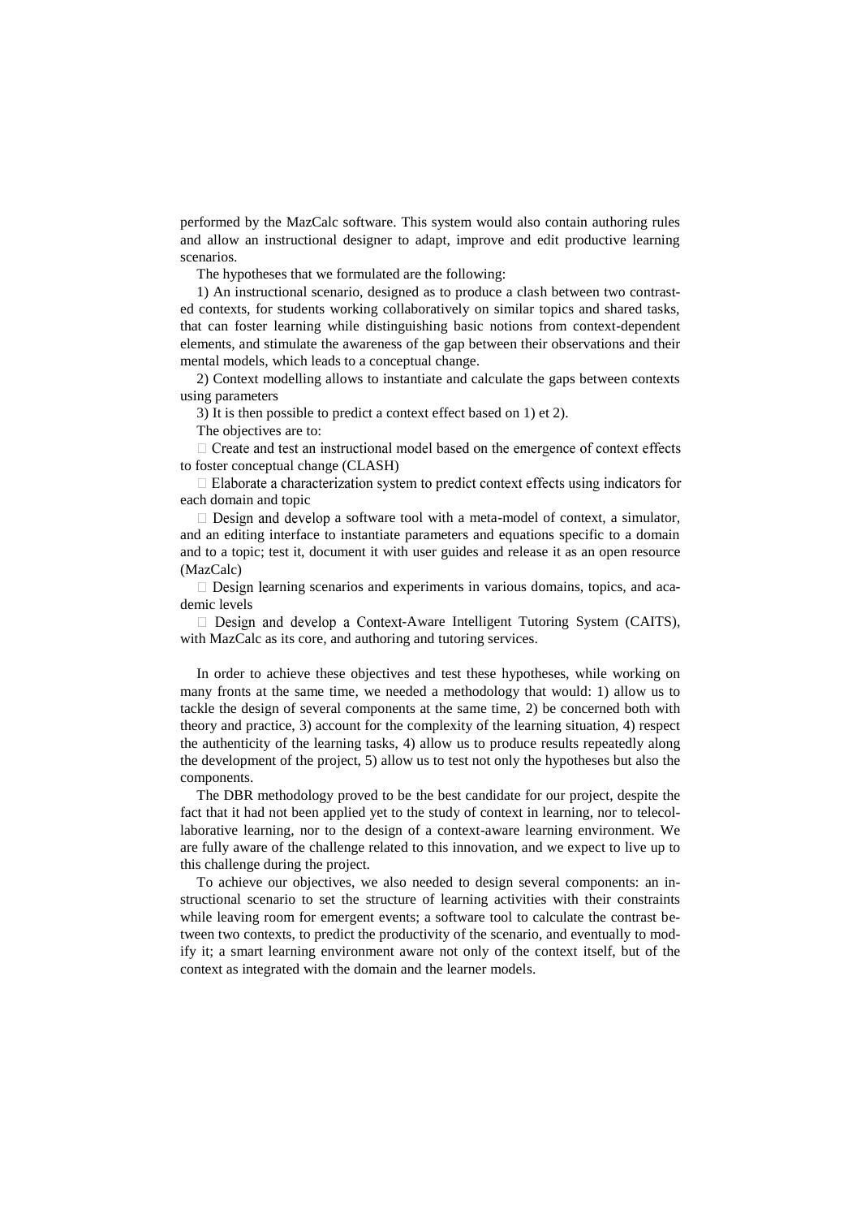performed by the MazCalc software. This system would also contain authoring rules and allow an instructional designer to adapt, improve and edit productive learning scenarios.

The hypotheses that we formulated are the following:

1) An instructional scenario, designed as to produce a clash between two contrasted contexts, for students working collaboratively on similar topics and shared tasks, that can foster learning while distinguishing basic notions from context-dependent elements, and stimulate the awareness of the gap between their observations and their mental models, which leads to a conceptual change.

2) Context modelling allows to instantiate and calculate the gaps between contexts using parameters

3) It is then possible to predict a context effect based on 1) et 2).

The objectives are to:

- Create and test an instructional model based on the emergence of context effects to foster conceptual change (CLASH)
- Elaborate a characterization system to predict context effects using indicators for each domain and topic
- Design and develop a software tool with a meta-model of context, a simulator, and an editing interface to instantiate parameters and equations specific to a domain and to a topic; test it, document it with user guides and release it as an open resource (MazCalc)
- Design learning scenarios and experiments in various domains, topics, and academic levels
- Design and develop a Context-Aware Intelligent Tutoring System (CAITS), with MazCalc as its core, and authoring and tutoring services.

In order to achieve these objectives and test these hypotheses, while working on many fronts at the same time, we needed a methodology that would: 1) allow us to tackle the design of several components at the same time, 2) be concerned both with theory and practice, 3) account for the complexity of the learning situation, 4) respect the authenticity of the learning tasks, 4) allow us to produce results repeatedly along the development of the project, 5) allow us to test not only the hypotheses but also the components.

The DBR methodology proved to be the best candidate for our project, despite the fact that it had not been applied yet to the study of context in learning, nor to telecollaborative learning, nor to the design of a context-aware learning environment. We are fully aware of the challenge related to this innovation, and we expect to live up to this challenge during the project.

To achieve our objectives, we also needed to design several components: an instructional scenario to set the structure of learning activities with their constraints while leaving room for emergent events; a software tool to calculate the contrast between two contexts, to predict the productivity of the scenario, and eventually to modify it; a smart learning environment aware not only of the context itself, but of the context as integrated with the domain and the learner models.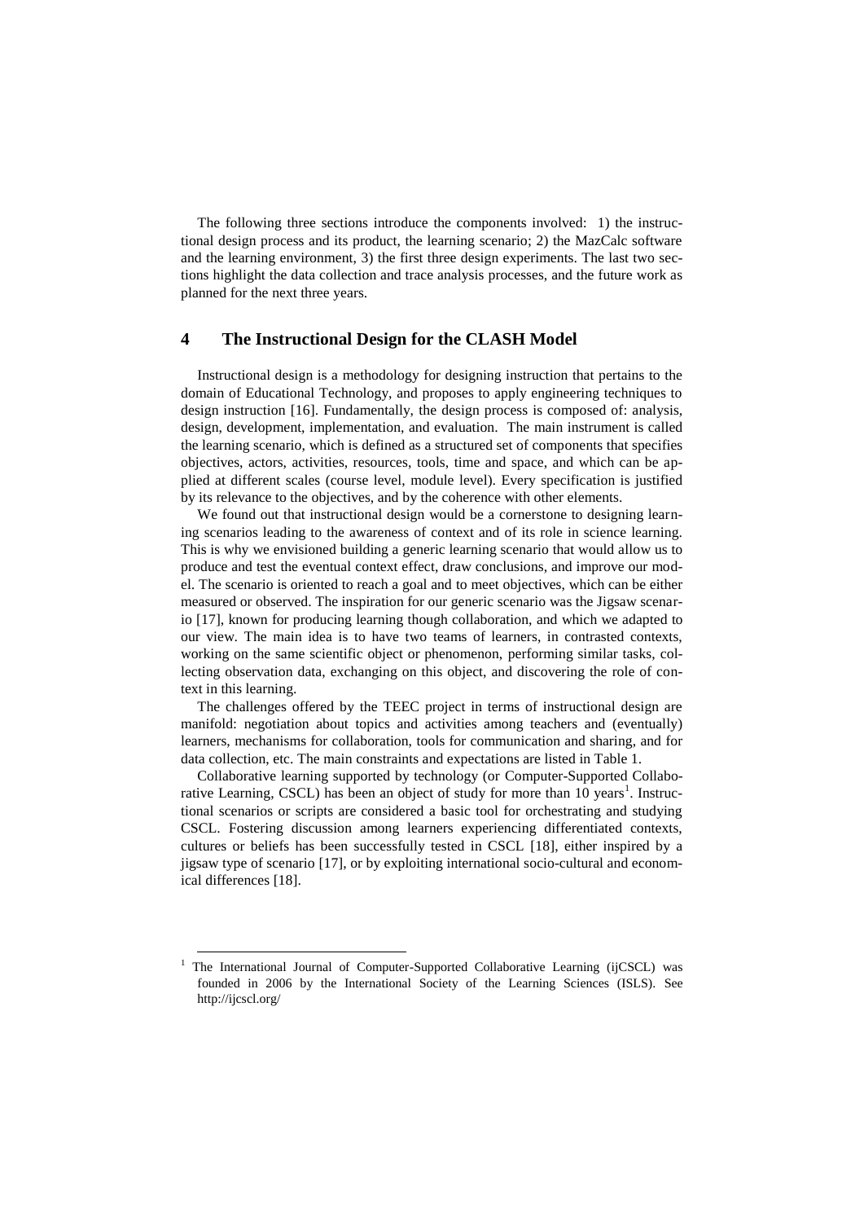The following three sections introduce the components involved: 1) the instructional design process and its product, the learning scenario; 2) the MazCalc software and the learning environment, 3) the first three design experiments. The last two sections highlight the data collection and trace analysis processes, and the future work as planned for the next three years.

## 4 The Instructional Design for the CLASH Model

Instructional design is a methodology for designing instruction that pertains to the domain of Educational Technology, and proposes to apply engineering techniques to design instruction [16]. Fundamentally, the design process is composed of: analysis, design, development, implementation, and evaluation. The main instrument is called the learning scenario, which is defined as a structured set of components that specifies objectives, actors, activities, resources, tools, time and space, and which can be applied at different scales (course level, module level). Every specification is justified by its relevance to the objectives, and by the coherence with other elements.

We found out that instructional design would be a cornerstone to designing learning scenarios leading to the awareness of context and of its role in science learning. This is why we envisioned building a generic learning scenario that would allow us to produce and test the eventual context effect, draw conclusions, and improve our model. The scenario is oriented to reach a goal and to meet objectives, which can be either measured or observed. The inspiration for our generic scenario was the Jigsaw scenario [17], known for producing learning though collaboration, and which we adapted to our view. The main idea is to have two teams of learners, in contrasted contexts, working on the same scientific object or phenomenon, performing similar tasks, collecting observation data, exchanging on this object, and discovering the role of context in this learning.

The challenges offered by the TEEC project in terms of instructional design are manifold: negotiation about topics and activities among teachers and (eventually) learners, mechanisms for collaboration, tools for communication and sharing, and for data collection, etc. The main constraints and expectations are listed in Table 1.

Collaborative learning supported by technology (or Computer-Supported Collaborative Learning, CSCL) has been an object of study for more than 10 years[1]. Instructional scenarios or scripts are considered a basic tool for orchestrating and studying CSCL. Fostering discussion among learners experiencing differentiated contexts, cultures or beliefs has been successfully tested in CSCL [18], either inspired by a jigsaw type of scenario [17], or by exploiting international socio-cultural and economical differences [18].

---

[1] The International Journal of Computer-Supported Collaborative Learning (ijCSCL) was founded in 2006 by the International Society of the Learning Sciences (ISLS). See http://ijcscl.org/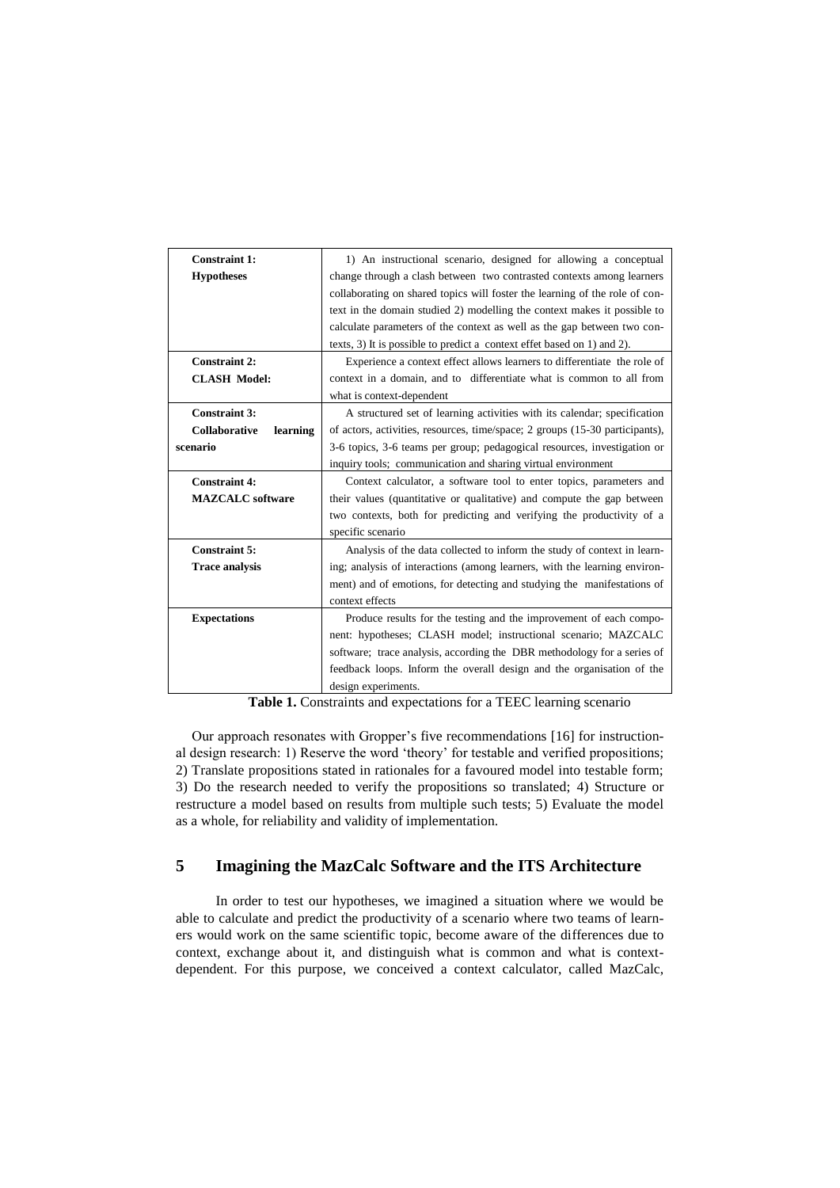| **Constraint 1: Hypotheses** | 1) An instructional scenario, designed for allowing a conceptual change through a clash between two contrasted contexts among learners collaborating on shared topics will foster the learning of the role of context in the domain studied 2) modelling the context makes it possible to calculate parameters of the context as well as the gap between two contexts, 3) It is possible to predict a context effet based on 1) and 2). |
|---|---|
| **Constraint 2: CLASH Model:** | Experience a context effect allows learners to differentiate the role of context in a domain, and to differentiate what is common to all from what is context-dependent |
| **Constraint 3: Collaborative learning scenario** | A structured set of learning activities with its calendar; specification of actors, activities, resources, time/space; 2 groups (15-30 participants), 3-6 topics, 3-6 teams per group; pedagogical resources, investigation or inquiry tools; communication and sharing virtual environment |
| **Constraint 4: MAZCALC software** | Context calculator, a software tool to enter topics, parameters and their values (quantitative or qualitative) and compute the gap between two contexts, both for predicting and verifying the productivity of a specific scenario |
| **Constraint 5: Trace analysis** | Analysis of the data collected to inform the study of context in learning; analysis of interactions (among learners, with the learning environment) and of emotions, for detecting and studying the manifestations of context effects |
| **Expectations** | Produce results for the testing and the improvement of each component: hypotheses; CLASH model; instructional scenario; MAZCALC software; trace analysis, according the DBR methodology for a series of feedback loops. Inform the overall design and the organisation of the design experiments. |

**Table 1.** Constraints and expectations for a TEEC learning scenario

Our approach resonates with Gropper's five recommendations [16] for instructional design research: 1) Reserve the word 'theory' for testable and verified propositions; 2) Translate propositions stated in rationales for a favoured model into testable form; 3) Do the research needed to verify the propositions so translated; 4) Structure or restructure a model based on results from multiple such tests; 5) Evaluate the model as a whole, for reliability and validity of implementation.

## 5 Imagining the MazCalc Software and the ITS Architecture

In order to test our hypotheses, we imagined a situation where we would be able to calculate and predict the productivity of a scenario where two teams of learners would work on the same scientific topic, become aware of the differences due to context, exchange about it, and distinguish what is common and what is context-dependent. For this purpose, we conceived a context calculator, called MazCalc,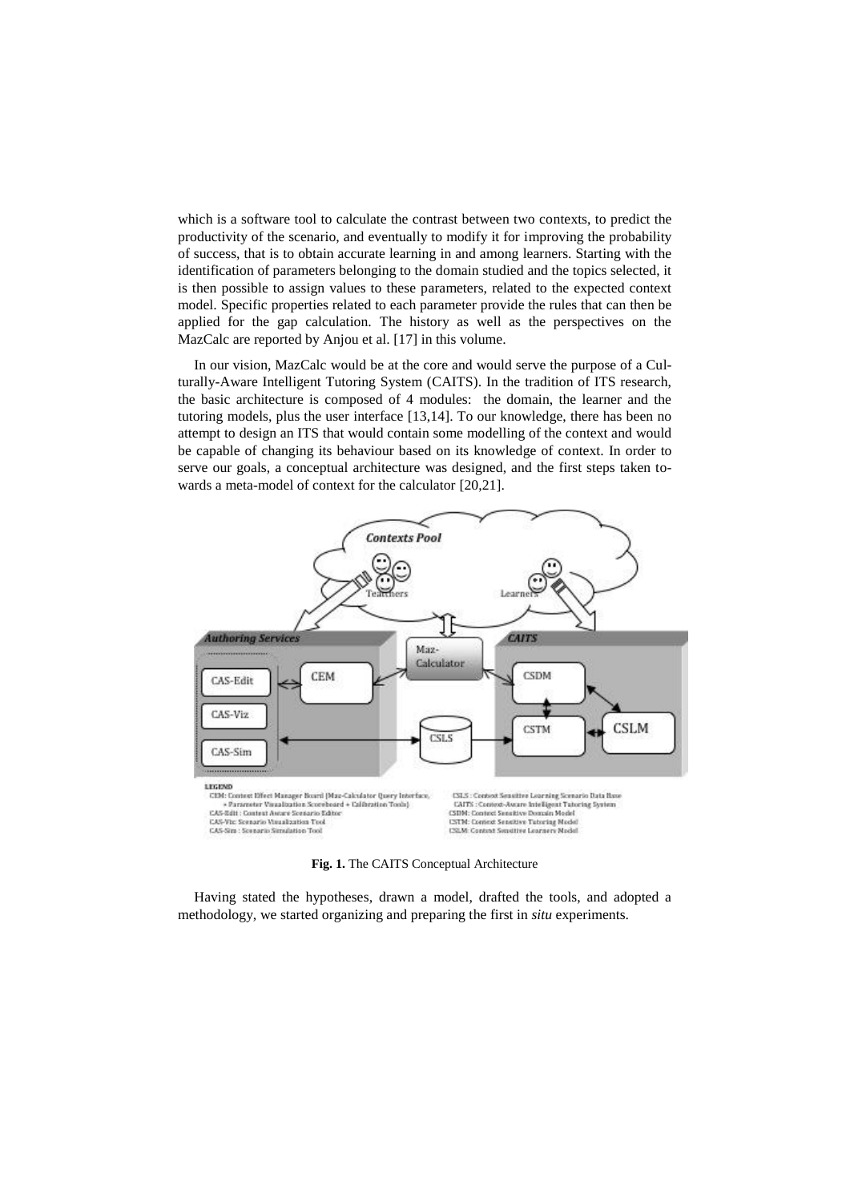which is a software tool to calculate the contrast between two contexts, to predict the productivity of the scenario, and eventually to modify it for improving the probability of success, that is to obtain accurate learning in and among learners. Starting with the identification of parameters belonging to the domain studied and the topics selected, it is then possible to assign values to these parameters, related to the expected context model. Specific properties related to each parameter provide the rules that can then be applied for the gap calculation. The history as well as the perspectives on the MazCalc are reported by Anjou et al. [17] in this volume.

In our vision, MazCalc would be at the core and would serve the purpose of a Culturally-Aware Intelligent Tutoring System (CAITS). In the tradition of ITS research, the basic architecture is composed of 4 modules: the domain, the learner and the tutoring models, plus the user interface [13,14]. To our knowledge, there has been no attempt to design an ITS that would contain some modelling of the context and would be capable of changing its behaviour based on its knowledge of context. In order to serve our goals, a conceptual architecture was designed, and the first steps taken towards a meta-model of context for the calculator [20,21].

**Fig. 1.** The CAITS Conceptual Architecture

Having stated the hypotheses, drawn a model, drafted the tools, and adopted a methodology, we started organizing and preparing the first in *situ* experiments.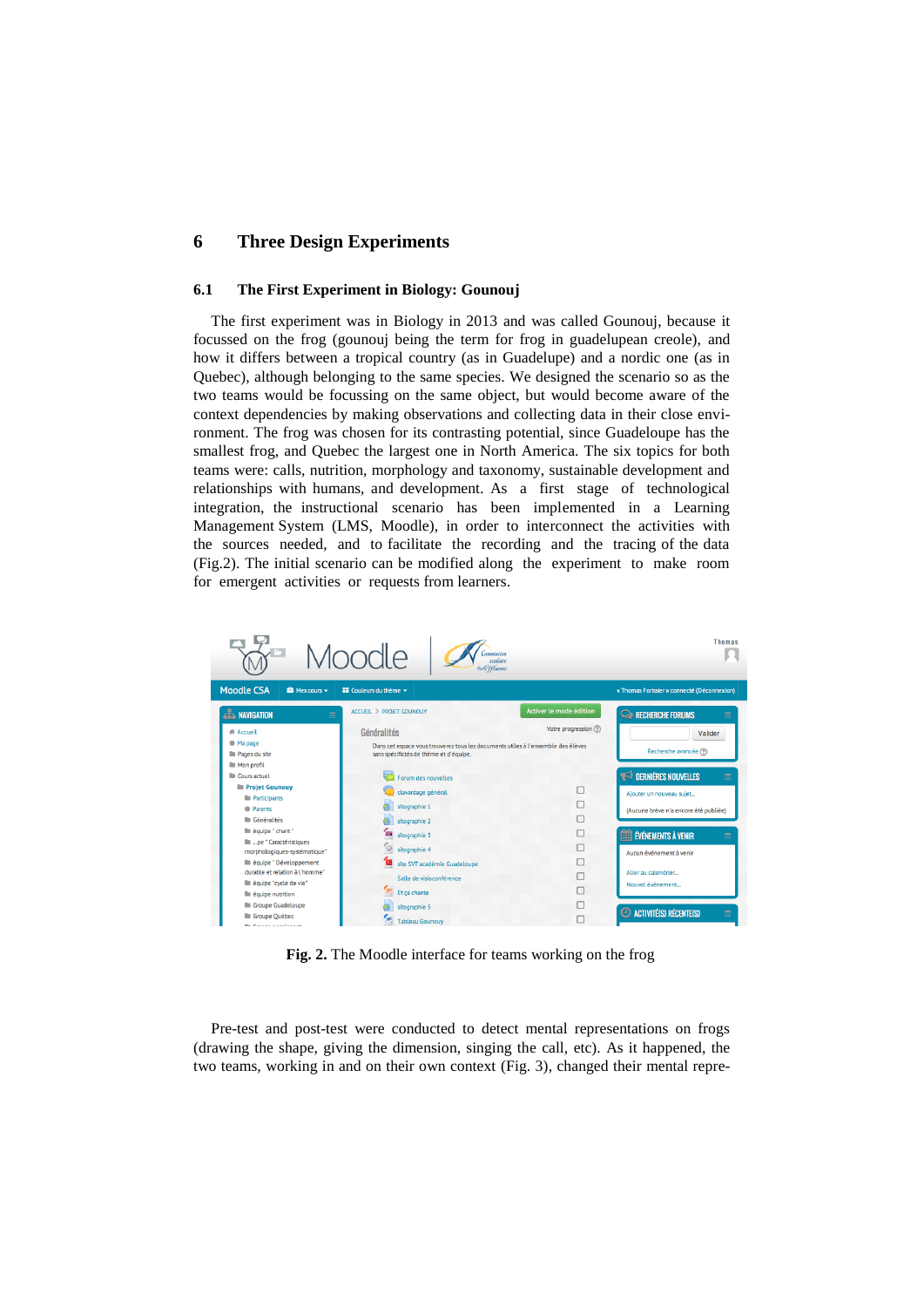## 6 Three Design Experiments

### 6.1 The First Experiment in Biology: Gounouj

The first experiment was in Biology in 2013 and was called Gounouj, because it focussed on the frog (gounouj being the term for frog in guadelupean creole), and how it differs between a tropical country (as in Guadelupe) and a nordic one (as in Quebec), although belonging to the same species. We designed the scenario so as the two teams would be focussing on the same object, but would become aware of the context dependencies by making observations and collecting data in their close environment. The frog was chosen for its contrasting potential, since Guadeloupe has the smallest frog, and Quebec the largest one in North America. The six topics for both teams were: calls, nutrition, morphology and taxonomy, sustainable development and relationships with humans, and development. As a first stage of technological integration, the instructional scenario has been implemented in a Learning Management System (LMS, Moodle), in order to interconnect the activities with the sources needed, and to facilitate the recording and the tracing of the data (Fig.2). The initial scenario can be modified along the experiment to make room for emergent activities or requests from learners.

**Fig. 2.** The Moodle interface for teams working on the frog

Pre-test and post-test were conducted to detect mental representations on frogs (drawing the shape, giving the dimension, singing the call, etc). As it happened, the two teams, working in and on their own context (Fig. 3), changed their mental repre-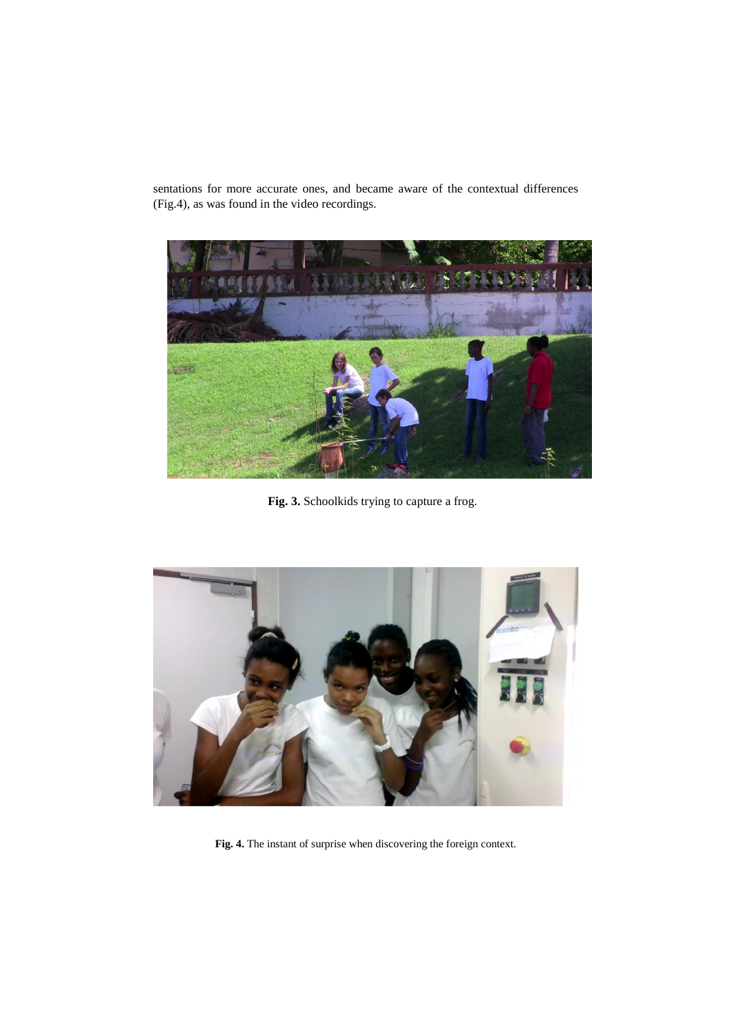sentations for more accurate ones, and became aware of the contextual differences (Fig.4), as was found in the video recordings.

**Fig. 3.** Schoolkids trying to capture a frog.

**Fig. 4.** The instant of surprise when discovering the foreign context.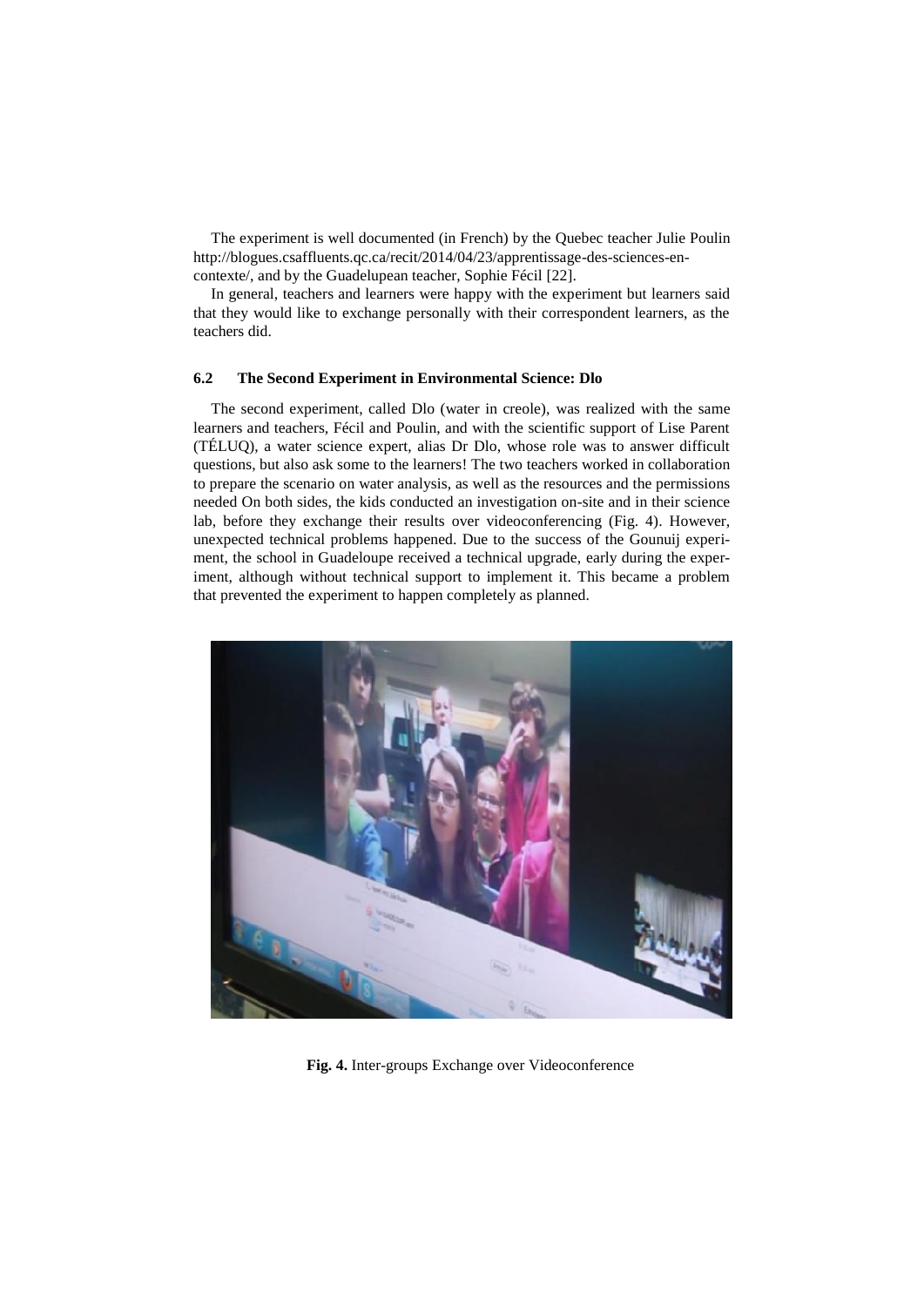The experiment is well documented (in French) by the Quebec teacher Julie Poulin http://blogues.csaffluents.qc.ca/recit/2014/04/23/apprentissage-des-sciences-en-contexte/, and by the Guadelupean teacher, Sophie Fécil [22].

In general, teachers and learners were happy with the experiment but learners said that they would like to exchange personally with their correspondent learners, as the teachers did.

### 6.2 The Second Experiment in Environmental Science: Dlo

The second experiment, called Dlo (water in creole), was realized with the same learners and teachers, Fécil and Poulin, and with the scientific support of Lise Parent (TÉLUQ), a water science expert, alias Dr Dlo, whose role was to answer difficult questions, but also ask some to the learners! The two teachers worked in collaboration to prepare the scenario on water analysis, as well as the resources and the permissions needed On both sides, the kids conducted an investigation on-site and in their science lab, before they exchange their results over videoconferencing (Fig. 4). However, unexpected technical problems happened. Due to the success of the Gounuij experiment, the school in Guadeloupe received a technical upgrade, early during the experiment, although without technical support to implement it. This became a problem that prevented the experiment to happen completely as planned.

**Fig. 4.** Inter-groups Exchange over Videoconference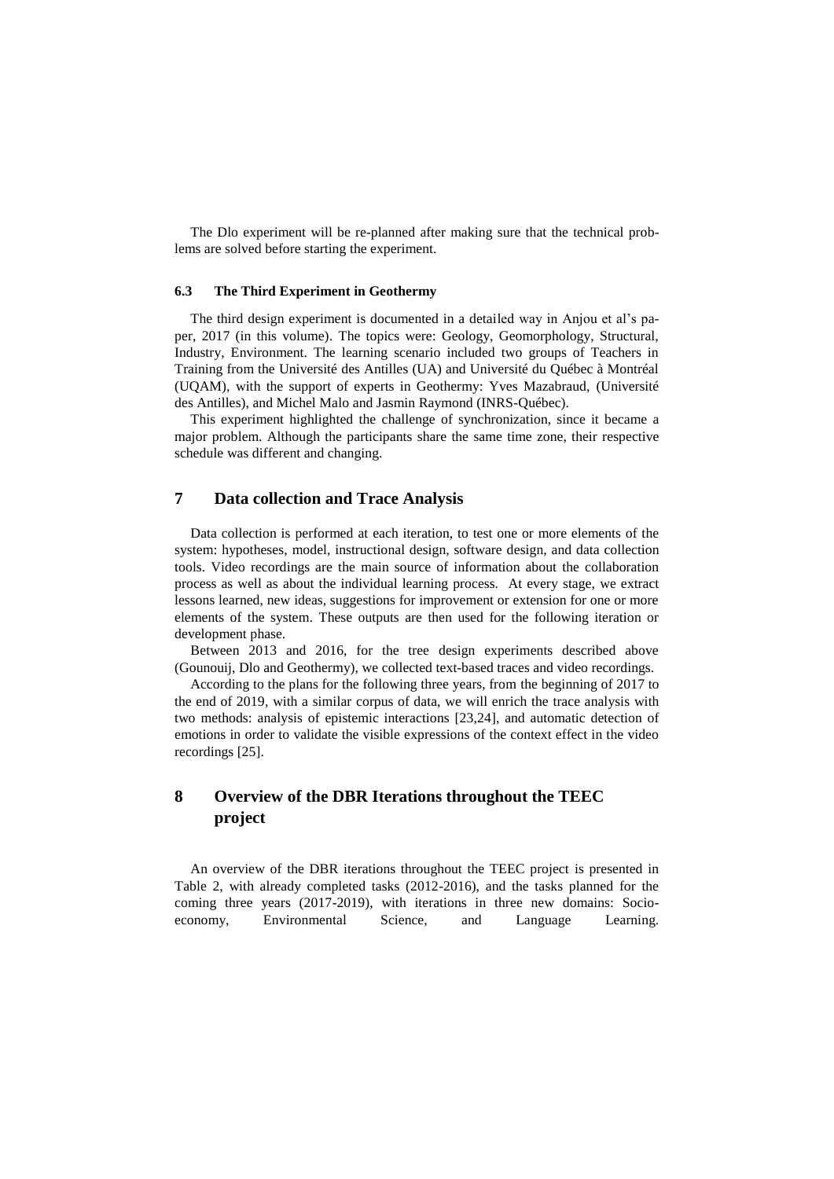The Dlo experiment will be re-planned after making sure that the technical problems are solved before starting the experiment.

### 6.3 The Third Experiment in Geothermy

The third design experiment is documented in a detailed way in Anjou et al's paper, 2017 (in this volume). The topics were: Geology, Geomorphology, Structural, Industry, Environment. The learning scenario included two groups of Teachers in Training from the Université des Antilles (UA) and Université du Québec à Montréal (UQAM), with the support of experts in Geothermy: Yves Mazabraud, (Université des Antilles), and Michel Malo and Jasmin Raymond (INRS-Québec).

This experiment highlighted the challenge of synchronization, since it became a major problem. Although the participants share the same time zone, their respective schedule was different and changing.

## 7 Data collection and Trace Analysis

Data collection is performed at each iteration, to test one or more elements of the system: hypotheses, model, instructional design, software design, and data collection tools. Video recordings are the main source of information about the collaboration process as well as about the individual learning process. At every stage, we extract lessons learned, new ideas, suggestions for improvement or extension for one or more elements of the system. These outputs are then used for the following iteration or development phase.

Between 2013 and 2016, for the tree design experiments described above (Gounouij, Dlo and Geothermy), we collected text-based traces and video recordings.

According to the plans for the following three years, from the beginning of 2017 to the end of 2019, with a similar corpus of data, we will enrich the trace analysis with two methods: analysis of epistemic interactions [23,24], and automatic detection of emotions in order to validate the visible expressions of the context effect in the video recordings [25].

## 8 Overview of the DBR Iterations throughout the TEEC project

An overview of the DBR iterations throughout the TEEC project is presented in Table 2, with already completed tasks (2012-2016), and the tasks planned for the coming three years (2017-2019), with iterations in three new domains: Socio-economy, Environmental Science, and Language Learning.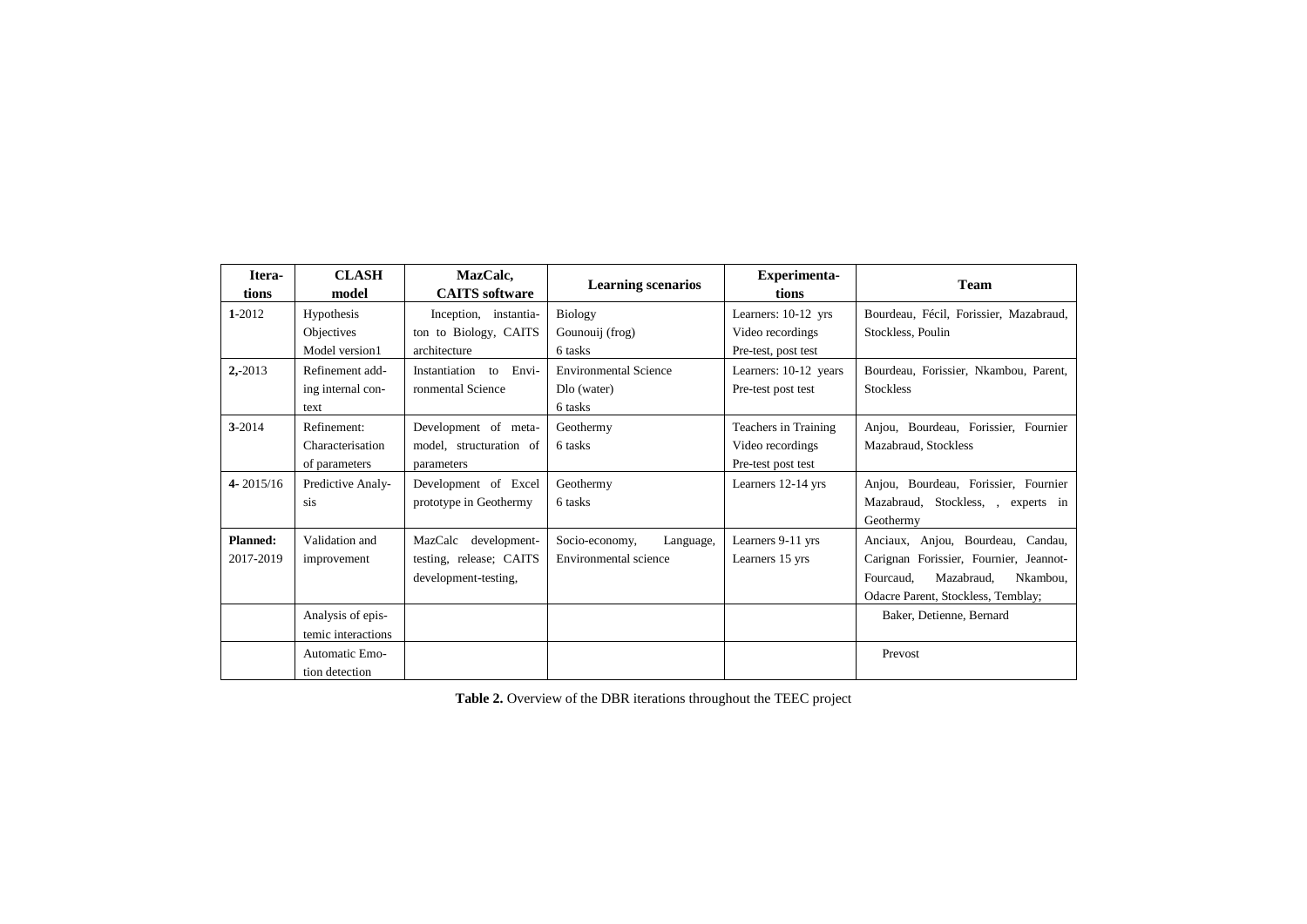| Itera-tions | CLASH model | MazCalc, CAITS software | Learning scenarios | Experimenta-tions | Team |
|---|---|---|---|---|---|
| **1**-2012 | Hypothesis Objectives Model version1 | Inception, instantia-ton to Biology, CAITS architecture | Biology Gounouij (frog) 6 tasks | Learners: 10-12 yrs Video recordings Pre-test, post test | Bourdeau, Fécil, Forissier, Mazabraud, Stockless, Poulin |
| **2**,-2013 | Refinement add-ing internal con-text | Instantiation to Envi-ronmental Science | Environmental Science Dlo (water) 6 tasks | Learners: 10-12 years Pre-test post test | Bourdeau, Forissier, Nkambou, Parent, Stockless |
| **3**-2014 | Refinement: Characterisation of parameters | Development of meta-model, structuration of parameters | Geothermy 6 tasks | Teachers in Training Video recordings Pre-test post test | Anjou, Bourdeau, Forissier, Fournier Mazabraud, Stockless |
| **4**- 2015/16 | Predictive Analy-sis | Development of Excel prototype in Geothermy | Geothermy 6 tasks | Learners 12-14 yrs | Anjou, Bourdeau, Forissier, Fournier Mazabraud, Stockless, , experts in Geothermy |
| **Planned:** 2017-2019 | Validation and improvement | MazCalc development-testing, release; CAITS development-testing, | Socio-economy, Language, Environmental science | Learners 9-11 yrs Learners 15 yrs | Anciaux, Anjou, Bourdeau, Candau, Carignan Forissier, Fournier, Jeannot-Fourcaud, Mazabraud, Nkambou, Odacre Parent, Stockless, Temblay; |
| | Analysis of epis-temic interactions | | | | Baker, Detienne, Bernard |
| | Automatic Emo-tion detection | | | | Prevost |

**Table 2.** Overview of the DBR iterations throughout the TEEC project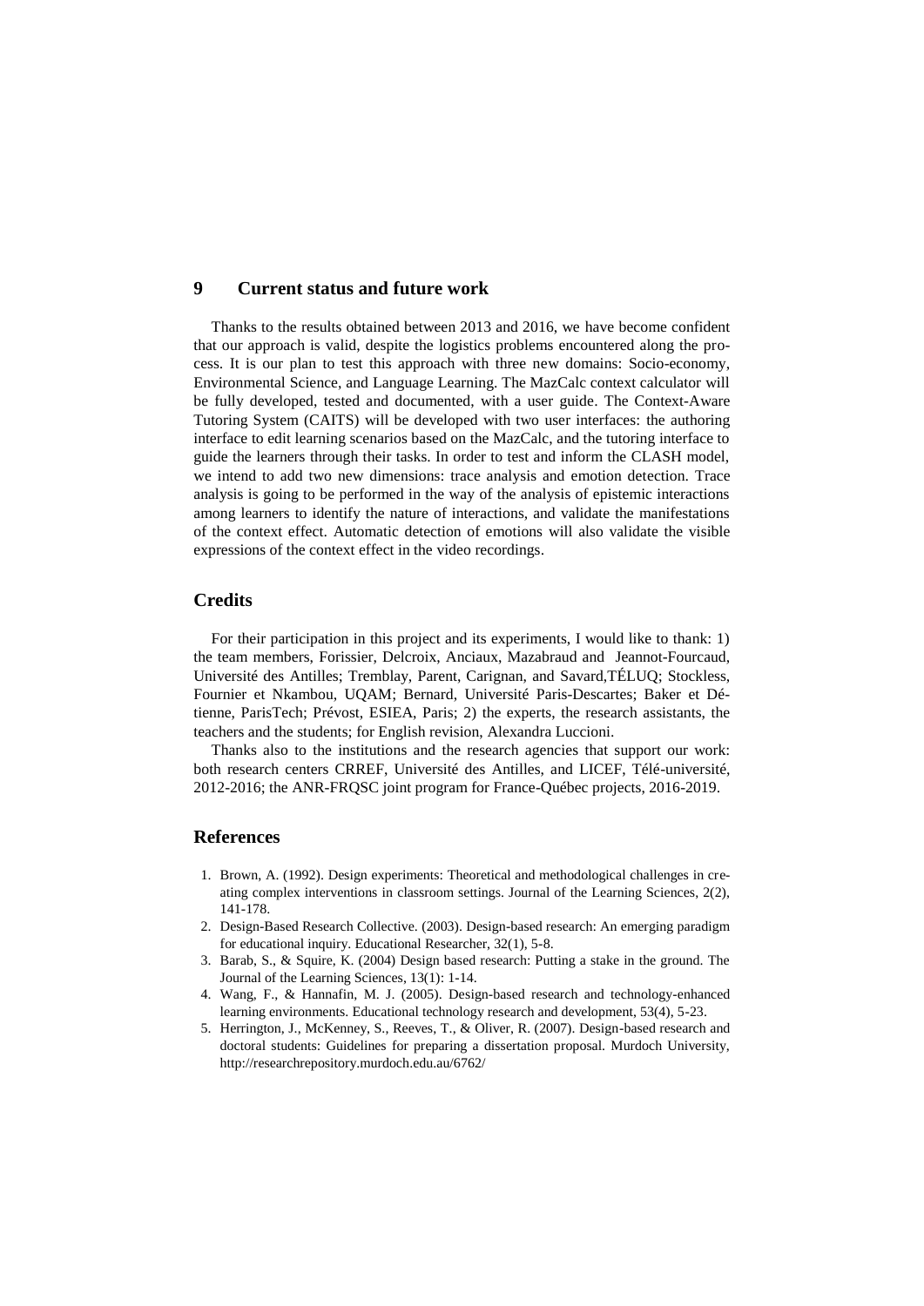## 9 Current status and future work

Thanks to the results obtained between 2013 and 2016, we have become confident that our approach is valid, despite the logistics problems encountered along the process. It is our plan to test this approach with three new domains: Socio-economy, Environmental Science, and Language Learning. The MazCalc context calculator will be fully developed, tested and documented, with a user guide. The Context-Aware Tutoring System (CAITS) will be developed with two user interfaces: the authoring interface to edit learning scenarios based on the MazCalc, and the tutoring interface to guide the learners through their tasks. In order to test and inform the CLASH model, we intend to add two new dimensions: trace analysis and emotion detection. Trace analysis is going to be performed in the way of the analysis of epistemic interactions among learners to identify the nature of interactions, and validate the manifestations of the context effect. Automatic detection of emotions will also validate the visible expressions of the context effect in the video recordings.

## Credits

For their participation in this project and its experiments, I would like to thank: 1) the team members, Forissier, Delcroix, Anciaux, Mazabraud and Jeannot-Fourcaud, Université des Antilles; Tremblay, Parent, Carignan, and Savard,TÉLUQ; Stockless, Fournier et Nkambou, UQAM; Bernard, Université Paris-Descartes; Baker et Détienne, ParisTech; Prévost, ESIEA, Paris; 2) the experts, the research assistants, the teachers and the students; for English revision, Alexandra Luccioni.

Thanks also to the institutions and the research agencies that support our work: both research centers CRREF, Université des Antilles, and LICEF, Télé-université, 2012-2016; the ANR-FRQSC joint program for France-Québec projects, 2016-2019.

## References

1. Brown, A. (1992). Design experiments: Theoretical and methodological challenges in creating complex interventions in classroom settings. Journal of the Learning Sciences, 2(2), 141-178.
2. Design-Based Research Collective. (2003). Design-based research: An emerging paradigm for educational inquiry. Educational Researcher, 32(1), 5-8.
3. Barab, S., & Squire, K. (2004) Design based research: Putting a stake in the ground. The Journal of the Learning Sciences, 13(1): 1-14.
4. Wang, F., & Hannafin, M. J. (2005). Design-based research and technology-enhanced learning environments. Educational technology research and development, 53(4), 5-23.
5. Herrington, J., McKenney, S., Reeves, T., & Oliver, R. (2007). Design-based research and doctoral students: Guidelines for preparing a dissertation proposal. Murdoch University, http://researchrepository.murdoch.edu.au/6762/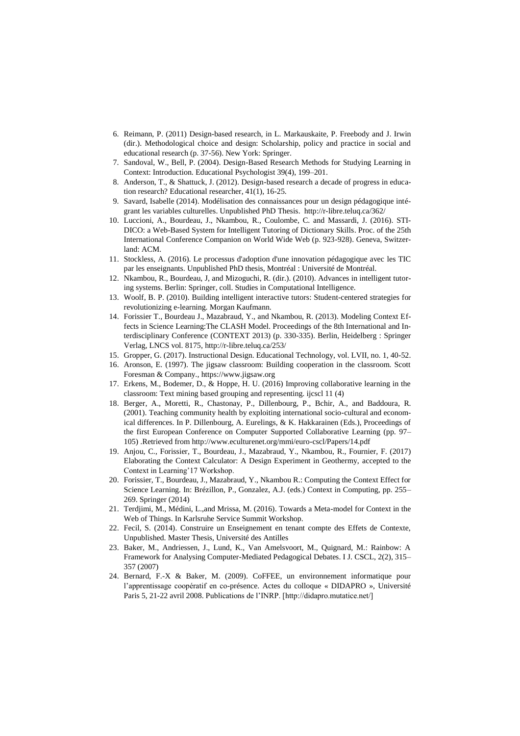6. Reimann, P. (2011) Design-based research, in L. Markauskaite, P. Freebody and J. Irwin (dir.). Methodological choice and design: Scholarship, policy and practice in social and educational research (p. 37-56). New York: Springer.
7. Sandoval, W., Bell, P. (2004). Design-Based Research Methods for Studying Learning in Context: Introduction. Educational Psychologist 39(4), 199–201.
8. Anderson, T., & Shattuck, J. (2012). Design-based research a decade of progress in education research? Educational researcher, 41(1), 16-25.
9. Savard, Isabelle (2014). Modélisation des connaissances pour un design pédagogique intégrant les variables culturelles. Unpublished PhD Thesis. http://r-libre.teluq.ca/362/
10. Luccioni, A., Bourdeau, J., Nkambou, R., Coulombe, C. and Massardi, J. (2016). STI-DICO: a Web-Based System for Intelligent Tutoring of Dictionary Skills. Proc. of the 25th International Conference Companion on World Wide Web (p. 923-928). Geneva, Switzerland: ACM.
11. Stockless, A. (2016). Le processus d'adoption d'une innovation pédagogique avec les TIC par les enseignants. Unpublished PhD thesis, Montréal : Université de Montréal.
12. Nkambou, R., Bourdeau, J, and Mizoguchi, R. (dir.). (2010). Advances in intelligent tutoring systems. Berlin: Springer, coll. Studies in Computational Intelligence.
13. Woolf, B. P. (2010). Building intelligent interactive tutors: Student-centered strategies for revolutionizing e-learning. Morgan Kaufmann.
14. Forissier T., Bourdeau J., Mazabraud, Y., and Nkambou, R. (2013). Modeling Context Effects in Science Learning:The CLASH Model. Proceedings of the 8th International and Interdisciplinary Conference (CONTEXT 2013) (p. 330-335). Berlin, Heidelberg : Springer Verlag, LNCS vol. 8175, http://r-libre.teluq.ca/253/
15. Gropper, G. (2017). Instructional Design. Educational Technology, vol. LVII, no. 1, 40-52.
16. Aronson, E. (1997). The jigsaw classroom: Building cooperation in the classroom. Scott Foresman & Company., https://www.jigsaw.org
17. Erkens, M., Bodemer, D., & Hoppe, H. U. (2016) Improving collaborative learning in the classroom: Text mining based grouping and representing. ijcscl 11 (4)
18. Berger, A., Moretti, R., Chastonay, P., Dillenbourg, P., Bchir, A., and Baddoura, R. (2001). Teaching community health by exploiting international socio-cultural and economical differences. In P. Dillenbourg, A. Eurelings, & K. Hakkarainen (Eds.), Proceedings of the first European Conference on Computer Supported Collaborative Learning (pp. 97–105) .Retrieved from http://www.eculturenet.org/mmi/euro-cscl/Papers/14.pdf
19. Anjou, C., Forissier, T., Bourdeau, J., Mazabraud, Y., Nkambou, R., Fournier, F. (2017) Elaborating the Context Calculator: A Design Experiment in Geothermy, accepted to the Context in Learning'17 Workshop.
20. Forissier, T., Bourdeau, J., Mazabraud, Y., Nkambou R.: Computing the Context Effect for Science Learning. In: Brézillon, P., Gonzalez, A.J. (eds.) Context in Computing, pp. 255–269. Springer (2014)
21. Terdjimi, M., Médini, L.,and Mrissa, M. (2016). Towards a Meta-model for Context in the Web of Things. In Karlsruhe Service Summit Workshop.
22. Fecil, S. (2014). Construire un Enseignement en tenant compte des Effets de Contexte, Unpublished. Master Thesis, Université des Antilles
23. Baker, M., Andriessen, J., Lund, K., Van Amelsvoort, M., Quignard, M.: Rainbow: A Framework for Analysing Computer-Mediated Pedagogical Debates. I J. CSCL, 2(2), 315–357 (2007)
24. Bernard, F.-X & Baker, M. (2009). CoFFEE, un environnement informatique pour l'apprentissage coopératif en co-présence. Actes du colloque « DIDAPRO », Université Paris 5, 21-22 avril 2008. Publications de l'INRP. [http://didapro.mutatice.net/]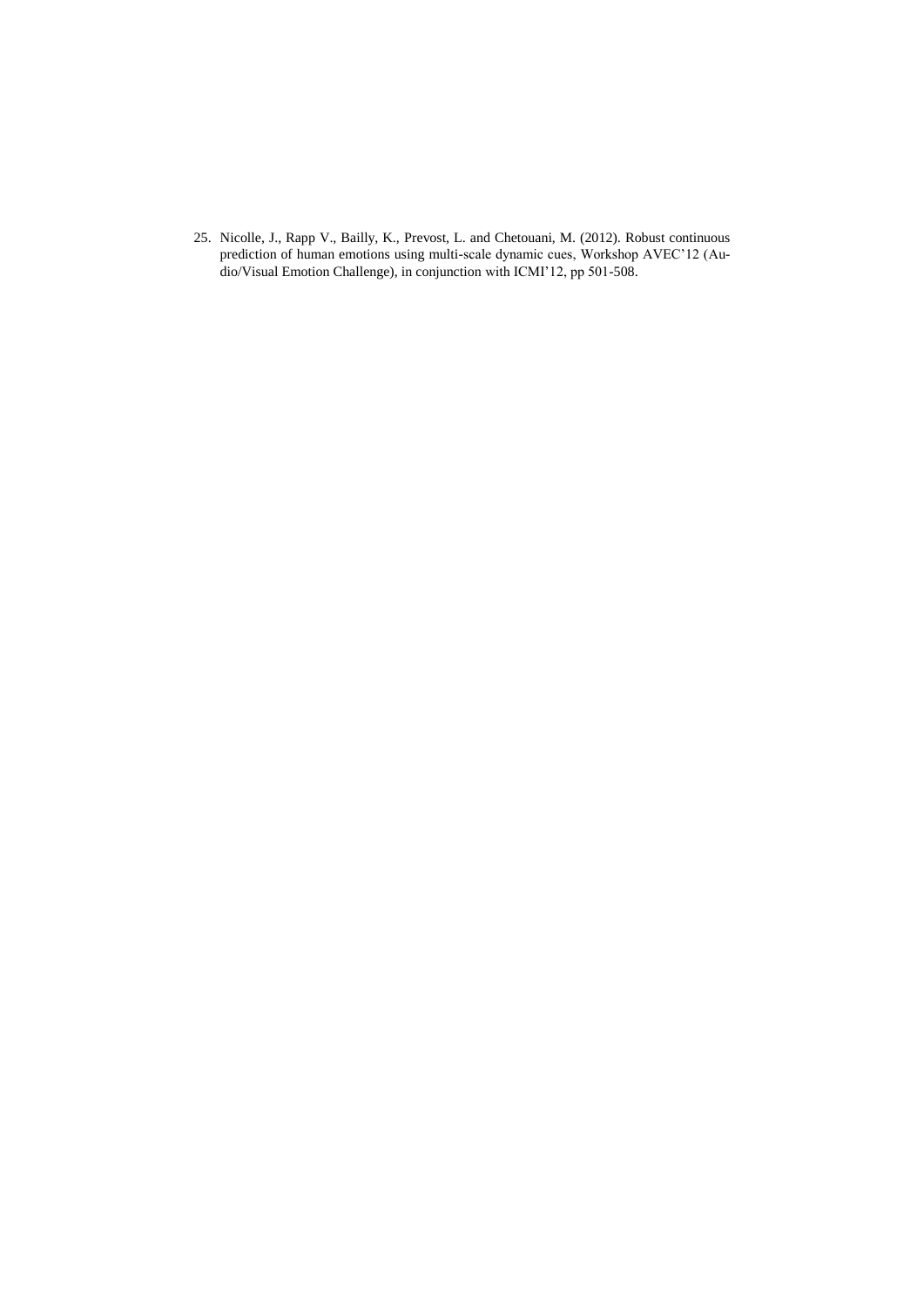25. Nicolle, J., Rapp V., Bailly, K., Prevost, L. and Chetouani, M. (2012). Robust continuous prediction of human emotions using multi-scale dynamic cues, Workshop AVEC'12 (Audio/Visual Emotion Challenge), in conjunction with ICMI'12, pp 501-508.